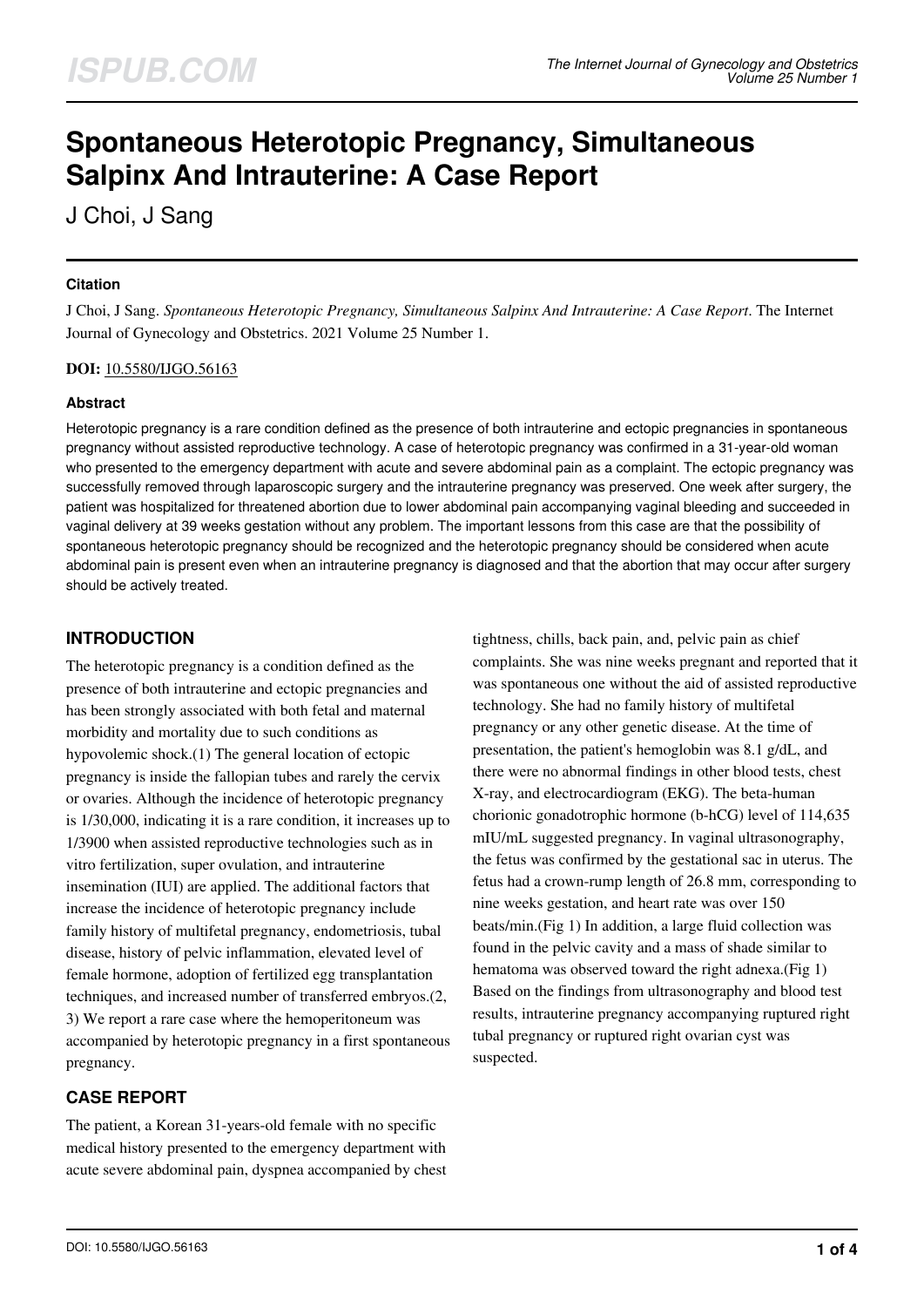# Spontaneous Heterotopic Pregnancy, Simultaneous Salpinx And Intrauterine: A Case Report

J Choi, J Sang

## Citation

J Choi, J Sang. *Spontaneous Heterotopic Pregnancy, Simultaneous Salpinx And Intrauterine: A Case Report*. The Internet Journal of Gynecology and Obstetrics. 2021 Volume 25 Number 1.

**DOI:** 10.5580/IJGO.56163

## Abstract

Heterotopic pregnancy is a rare condition defined as the presence of both intrauterine and ectopic pregnancies in spontaneous pregnancy without assisted reproductive technology. A case of heterotopic pregnancy was confirmed in a 31-year-old woman who presented to the emergency department with acute and severe abdominal pain as a complaint. The ectopic pregnancy was successfully removed through laparoscopic surgery and the intrauterine pregnancy was preserved. One week after surgery, the patient was hospitalized for threatened abortion due to lower abdominal pain accompanying vaginal bleeding and succeeded in vaginal delivery at 39 weeks gestation without any problem. The important lessons from this case are that the possibility of spontaneous heterotopic pregnancy should be recognized and the heterotopic pregnancy should be considered when acute abdominal pain is present even when an intrauterine pregnancy is diagnosed and that the abortion that may occur after surgery should be actively treated.

## INTRODUCTION

The heterotopic pregnancy is a condition defined as the presence of both intrauterine and ectopic pregnancies and has been strongly associated with both fetal and maternal morbidity and mortality due to such conditions as hypovolemic shock.(1) The general location of ectopic pregnancy is inside the fallopian tubes and rarely the cervix or ovaries. Although the incidence of heterotopic pregnancy is 1/30,000, indicating it is a rare condition, it increases up to 1/3900 when assisted reproductive technologies such as in vitro fertilization, super ovulation, and intrauterine insemination (IUI) are applied. The additional factors that increase the incidence of heterotopic pregnancy include family history of multifetal pregnancy, endometriosis, tubal disease, history of pelvic inflammation, elevated level of female hormone, adoption of fertilized egg transplantation techniques, and increased number of transferred embryos.(2, 3) We report a rare case where the hemoperitoneum was accompanied by heterotopic pregnancy in a first spontaneous pregnancy.

## CASE REPORT

The patient, a Korean 31-years-old female with no specific medical history presented to the emergency department with acute severe abdominal pain, dyspnea accompanied by chest tightness, chills, back pain, and, pelvic pain as chief complaints. She was nine weeks pregnant and reported that it was spontaneous one without the aid of assisted reproductive technology. She had no family history of multifetal pregnancy or any other genetic disease. At the time of presentation, the patient's hemoglobin was 8.1 g/dL, and there were no abnormal findings in other blood tests, chest X-ray, and electrocardiogram (EKG). The beta-human chorionic gonadotrophic hormone (b-hCG) level of 114,635 mIU/mL suggested pregnancy. In vaginal ultrasonography, the fetus was confirmed by the gestational sac in uterus. The fetus had a crown-rump length of 26.8 mm, corresponding to nine weeks gestation, and heart rate was over 150 beats/min.(Fig 1) In addition, a large fluid collection was found in the pelvic cavity and a mass of shade similar to hematoma was observed toward the right adnexa.(Fig 1) Based on the findings from ultrasonography and blood test results, intrauterine pregnancy accompanying ruptured right tubal pregnancy or ruptured right ovarian cyst was suspected.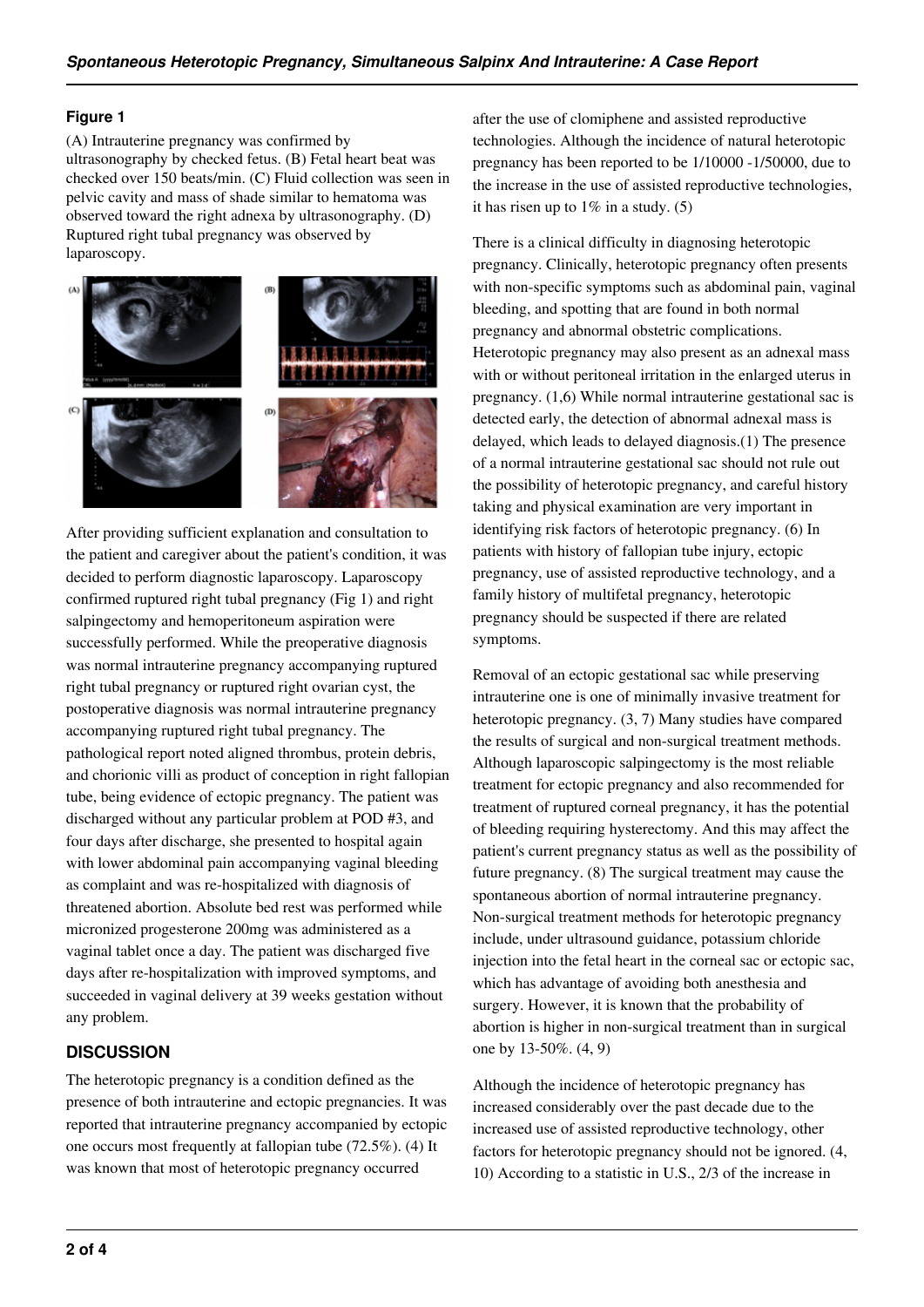**Figure 1**

(A) Intrauterine pregnancy was confirmed by ultrasonography by checked fetus. (B) Fetal heart beat was checked over 150 beats/min. (C) Fluid collection was seen in pelvic cavity and mass of shade similar to hematoma was observed toward the right adnexa by ultrasonography. (D) Ruptured right tubal pregnancy was observed by laparoscopy.

After providing sufficient explanation and consultation to the patient and caregiver about the patient's condition, it was decided to perform diagnostic laparoscopy. Laparoscopy confirmed ruptured right tubal pregnancy (Fig 1) and right salpingectomy and hemoperitoneum aspiration were successfully performed. While the preoperative diagnosis was normal intrauterine pregnancy accompanying ruptured right tubal pregnancy or ruptured right ovarian cyst, the postoperative diagnosis was normal intrauterine pregnancy accompanying ruptured right tubal pregnancy. The pathological report noted aligned thrombus, protein debris, and chorionic villi as product of conception in right fallopian tube, being evidence of ectopic pregnancy. The patient was discharged without any particular problem at POD #3, and four days after discharge, she presented to hospital again with lower abdominal pain accompanying vaginal bleeding as complaint and was re-hospitalized with diagnosis of threatened abortion. Absolute bed rest was performed while micronized progesterone 200mg was administered as a vaginal tablet once a day. The patient was discharged five days after re-hospitalization with improved symptoms, and succeeded in vaginal delivery at 39 weeks gestation without any problem.

## DISCUSSION

The heterotopic pregnancy is a condition defined as the presence of both intrauterine and ectopic pregnancies. It was reported that intrauterine pregnancy accompanied by ectopic one occurs most frequently at fallopian tube (72.5%). (4) It was known that most of heterotopic pregnancy occurred after the use of clomiphene and assisted reproductive technologies. Although the incidence of natural heterotopic pregnancy has been reported to be 1/10000 -1/50000, due to the increase in the use of assisted reproductive technologies, it has risen up to 1% in a study. (5)

There is a clinical difficulty in diagnosing heterotopic pregnancy. Clinically, heterotopic pregnancy often presents with non-specific symptoms such as abdominal pain, vaginal bleeding, and spotting that are found in both normal pregnancy and abnormal obstetric complications. Heterotopic pregnancy may also present as an adnexal mass with or without peritoneal irritation in the enlarged uterus in pregnancy. (1,6) While normal intrauterine gestational sac is detected early, the detection of abnormal adnexal mass is delayed, which leads to delayed diagnosis.(1) The presence of a normal intrauterine gestational sac should not rule out the possibility of heterotopic pregnancy, and careful history taking and physical examination are very important in identifying risk factors of heterotopic pregnancy. (6) In patients with history of fallopian tube injury, ectopic pregnancy, use of assisted reproductive technology, and a family history of multifetal pregnancy, heterotopic pregnancy should be suspected if there are related symptoms.

Removal of an ectopic gestational sac while preserving intrauterine one is one of minimally invasive treatment for heterotopic pregnancy. (3, 7) Many studies have compared the results of surgical and non-surgical treatment methods. Although laparoscopic salpingectomy is the most reliable treatment for ectopic pregnancy and also recommended for treatment of ruptured corneal pregnancy, it has the potential of bleeding requiring hysterectomy. And this may affect the patient's current pregnancy status as well as the possibility of future pregnancy. (8) The surgical treatment may cause the spontaneous abortion of normal intrauterine pregnancy. Non-surgical treatment methods for heterotopic pregnancy include, under ultrasound guidance, potassium chloride injection into the fetal heart in the corneal sac or ectopic sac, which has advantage of avoiding both anesthesia and surgery. However, it is known that the probability of abortion is higher in non-surgical treatment than in surgical one by 13-50%. (4, 9)

Although the incidence of heterotopic pregnancy has increased considerably over the past decade due to the increased use of assisted reproductive technology, other factors for heterotopic pregnancy should not be ignored. (4, 10) According to a statistic in U.S., 2/3 of the increase in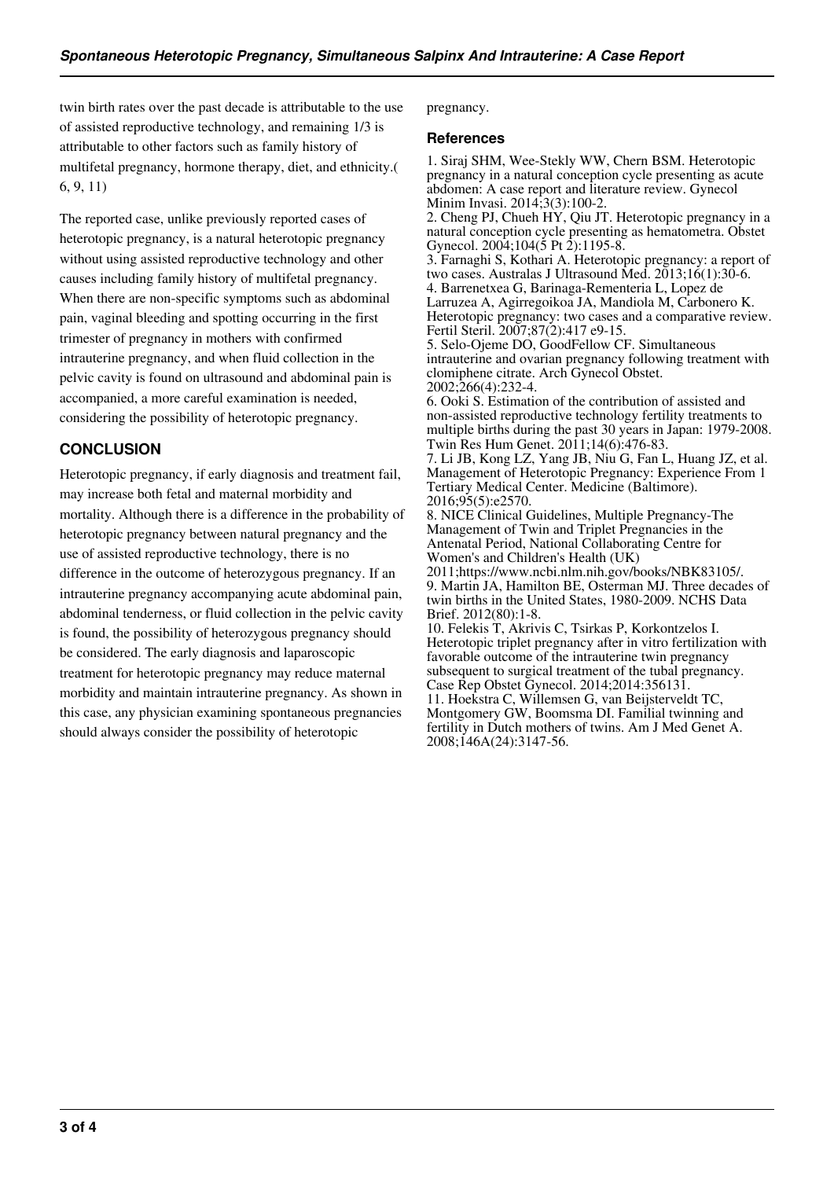twin birth rates over the past decade is attributable to the use of assisted reproductive technology, and remaining 1/3 is attributable to other factors such as family history of multifetal pregnancy, hormone therapy, diet, and ethnicity.( 6, 9, 11)

The reported case, unlike previously reported cases of heterotopic pregnancy, is a natural heterotopic pregnancy without using assisted reproductive technology and other causes including family history of multifetal pregnancy. When there are non-specific symptoms such as abdominal pain, vaginal bleeding and spotting occurring in the first trimester of pregnancy in mothers with confirmed intrauterine pregnancy, and when fluid collection in the pelvic cavity is found on ultrasound and abdominal pain is accompanied, a more careful examination is needed, considering the possibility of heterotopic pregnancy.

## CONCLUSION

Heterotopic pregnancy, if early diagnosis and treatment fail, may increase both fetal and maternal morbidity and mortality. Although there is a difference in the probability of heterotopic pregnancy between natural pregnancy and the use of assisted reproductive technology, there is no difference in the outcome of heterozygous pregnancy. If an intrauterine pregnancy accompanying acute abdominal pain, abdominal tenderness, or fluid collection in the pelvic cavity is found, the possibility of heterozygous pregnancy should be considered. The early diagnosis and laparoscopic treatment for heterotopic pregnancy may reduce maternal morbidity and maintain intrauterine pregnancy. As shown in this case, any physician examining spontaneous pregnancies should always consider the possibility of heterotopic pregnancy.

### References

1. Siraj SHM, Wee-Stekly WW, Chern BSM. Heterotopic pregnancy in a natural conception cycle presenting as acute abdomen: A case report and literature review. Gynecol Minim Invasi. 2014;3(3):100-2.
2. Cheng PJ, Chueh HY, Qiu JT. Heterotopic pregnancy in a natural conception cycle presenting as hematometra. Obstet Gynecol. 2004;104(5 Pt 2):1195-8.
3. Farnaghi S, Kothari A. Heterotopic pregnancy: a report of two cases. Australas J Ultrasound Med. 2013;16(1):30-6.
4. Barrenetxea G, Barinaga-Rementeria L, Lopez de Larruzea A, Agirregoikoa JA, Mandiola M, Carbonero K. Heterotopic pregnancy: two cases and a comparative review. Fertil Steril. 2007;87(2):417 e9-15.
5. Selo-Ojeme DO, GoodFellow CF. Simultaneous intrauterine and ovarian pregnancy following treatment with clomiphene citrate. Arch Gynecol Obstet. 2002;266(4):232-4.
6. Ooki S. Estimation of the contribution of assisted and non-assisted reproductive technology fertility treatments to multiple births during the past 30 years in Japan: 1979-2008. Twin Res Hum Genet. 2011;14(6):476-83.
7. Li JB, Kong LZ, Yang JB, Niu G, Fan L, Huang JZ, et al. Management of Heterotopic Pregnancy: Experience From 1 Tertiary Medical Center. Medicine (Baltimore). 2016;95(5):e2570.
8. NICE Clinical Guidelines, Multiple Pregnancy-The Management of Twin and Triplet Pregnancies in the Antenatal Period, National Collaborating Centre for Women's and Children's Health (UK) 2011;https://www.ncbi.nlm.nih.gov/books/NBK83105/.
9. Martin JA, Hamilton BE, Osterman MJ. Three decades of twin births in the United States, 1980-2009. NCHS Data Brief. 2012(80):1-8.
10. Felekis T, Akrivis C, Tsirkas P, Korkontzelos I. Heterotopic triplet pregnancy after in vitro fertilization with favorable outcome of the intrauterine twin pregnancy subsequent to surgical treatment of the tubal pregnancy. Case Rep Obstet Gynecol. 2014;2014:356131.
11. Hoekstra C, Willemsen G, van Beijsterveldt TC, Montgomery GW, Boomsma DI. Familial twinning and fertility in Dutch mothers of twins. Am J Med Genet A. 2008;146A(24):3147-56.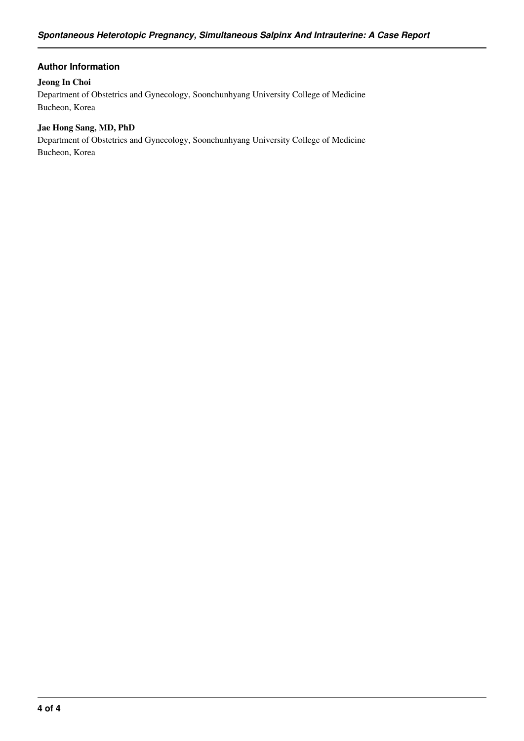## Author Information

**Jeong In Choi**
Department of Obstetrics and Gynecology, Soonchunhyang University College of Medicine
Bucheon, Korea

**Jae Hong Sang, MD, PhD**
Department of Obstetrics and Gynecology, Soonchunhyang University College of Medicine
Bucheon, Korea